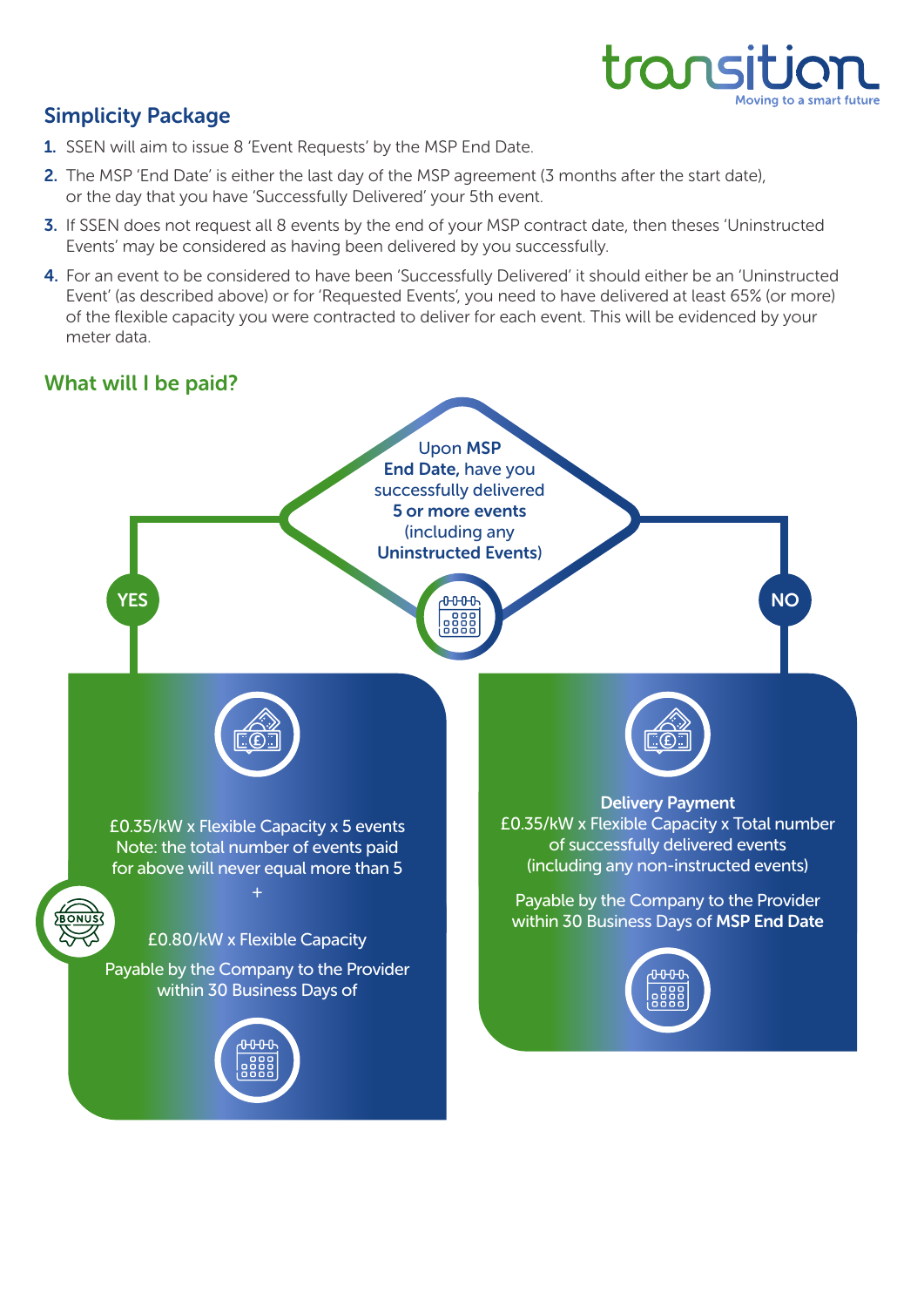## Simplicity Package

1. SSEN will aim to issue 8 'Event Requests' by the MSP End Date.
2. The MSP 'End Date' is either the last day of the MSP agreement (3 months after the start date), or the day that you have 'Successfully Delivered' your 5th event.
3. If SSEN does not request all 8 events by the end of your MSP contract date, then theses 'Uninstructed Events' may be considered as having been delivered by you successfully.
4. For an event to be considered to have been 'Successfully Delivered' it should either be an 'Uninstructed Event' (as described above) or for 'Requested Events', you need to have delivered at least 65% (or more) of the flexible capacity you were contracted to deliver for each event. This will be evidenced by your meter data.

## What will I be paid?

Upon **MSP End Date**, have you successfully delivered **5 or more events** (including any **Uninstructed Events**)

**YES**

£0.35/kW x Flexible Capacity x 5 events
Note: the total number of events paid for above will never equal more than 5

\+

BONUS

£0.80/kW x Flexible Capacity

Payable by the Company to the Provider within 30 Business Days of

**NO**

**Delivery Payment**
£0.35/kW x Flexible Capacity x Total number of successfully delivered events (including any non-instructed events)

Payable by the Company to the Provider within 30 Business Days of **MSP End Date**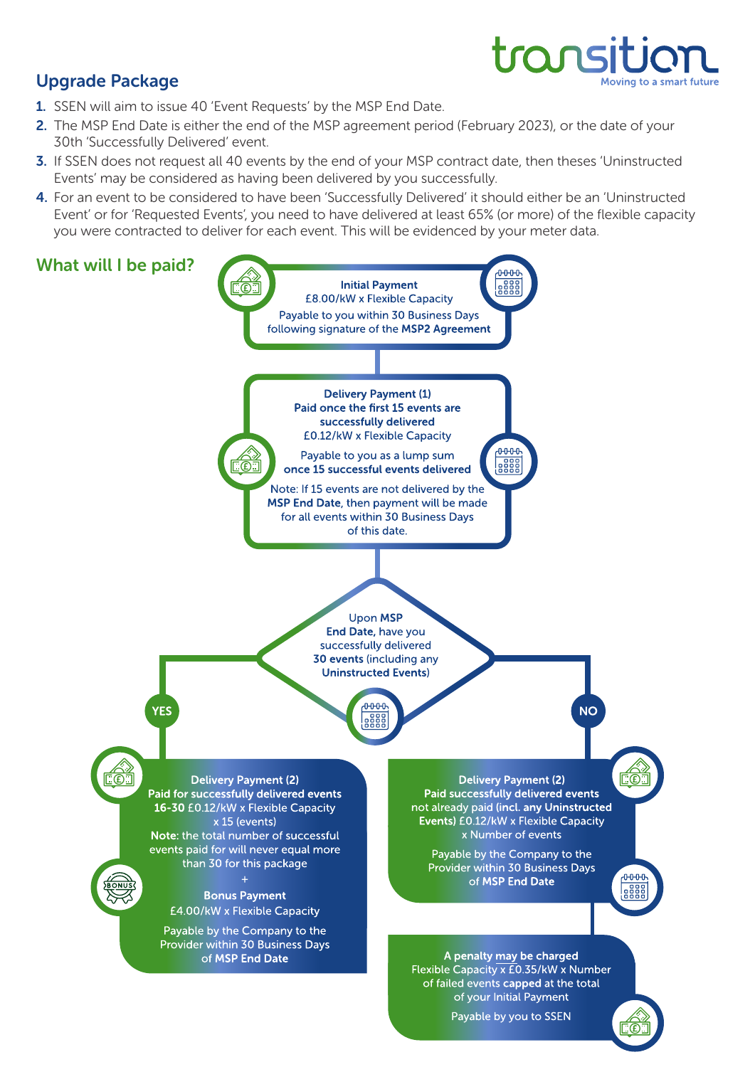## Upgrade Package

1. SSEN will aim to issue 40 'Event Requests' by the MSP End Date.
2. The MSP End Date is either the end of the MSP agreement period (February 2023), or the date of your 30th 'Successfully Delivered' event.
3. If SSEN does not request all 40 events by the end of your MSP contract date, then theses 'Uninstructed Events' may be considered as having been delivered by you successfully.
4. For an event to be considered to have been 'Successfully Delivered' it should either be an 'Uninstructed Event' or for 'Requested Events', you need to have delivered at least 65% (or more) of the flexible capacity you were contracted to deliver for each event. This will be evidenced by your meter data.

## What will I be paid?

**Initial Payment**
£8.00/kW x Flexible Capacity
Payable to you within 30 Business Days following signature of the **MSP2 Agreement**

**Delivery Payment (1)**
**Paid once the first 15 events are successfully delivered**
£0.12/kW x Flexible Capacity
Payable to you as a lump sum **once 15 successful events delivered**
Note: If 15 events are not delivered by the **MSP End Date**, then payment will be made for all events within 30 Business Days of this date.

Upon **MSP End Date**, have you successfully delivered **30 events** (including any **Uninstructed Events**)

**YES**

**Delivery Payment (2)**
**Paid for successfully delivered events 16-30** £0.12/kW x Flexible Capacity x 15 (events)
**Note:** the total number of successful events paid for will never equal more than 30 for this package
+
**Bonus Payment**
£4.00/kW x Flexible Capacity
Payable by the Company to the Provider within 30 Business Days of **MSP End Date**

**NO**

**Delivery Payment (2)**
**Paid successfully delivered events** not already paid **(incl. any Uninstructed Events)** £0.12/kW x Flexible Capacity x Number of events
Payable by the Company to the Provider within 30 Business Days of **MSP End Date**

**A penalty may be charged**
Flexible Capacity x £0.35/kW x Number of failed events **capped** at the total of your Initial Payment
Payable by you to SSEN